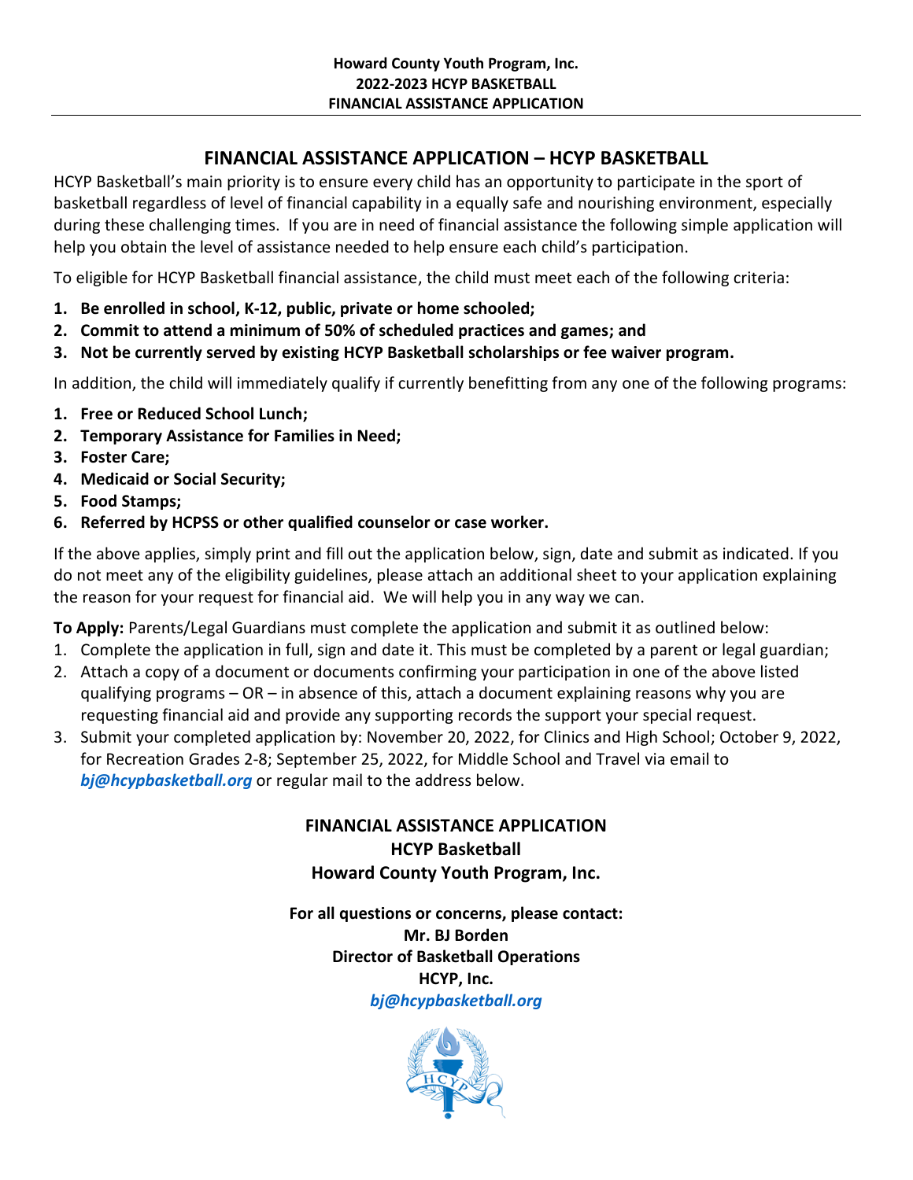Howard County Youth Program, Inc.
2022-2023 HCYP BASKETBALL
FINANCIAL ASSISTANCE APPLICATION

# FINANCIAL ASSISTANCE APPLICATION – HCYP BASKETBALL

HCYP Basketball's main priority is to ensure every child has an opportunity to participate in the sport of basketball regardless of level of financial capability in a equally safe and nourishing environment, especially during these challenging times. If you are in need of financial assistance the following simple application will help you obtain the level of assistance needed to help ensure each child's participation.

To eligible for HCYP Basketball financial assistance, the child must meet each of the following criteria:

1. **Be enrolled in school, K-12, public, private or home schooled;**
2. **Commit to attend a minimum of 50% of scheduled practices and games; and**
3. **Not be currently served by existing HCYP Basketball scholarships or fee waiver program.**

In addition, the child will immediately qualify if currently benefitting from any one of the following programs:

1. **Free or Reduced School Lunch;**
2. **Temporary Assistance for Families in Need;**
3. **Foster Care;**
4. **Medicaid or Social Security;**
5. **Food Stamps;**
6. **Referred by HCPSS or other qualified counselor or case worker.**

If the above applies, simply print and fill out the application below, sign, date and submit as indicated. If you do not meet any of the eligibility guidelines, please attach an additional sheet to your application explaining the reason for your request for financial aid. We will help you in any way we can.

**To Apply:** Parents/Legal Guardians must complete the application and submit it as outlined below:

1. Complete the application in full, sign and date it. This must be completed by a parent or legal guardian;
2. Attach a copy of a document or documents confirming your participation in one of the above listed qualifying programs – OR – in absence of this, attach a document explaining reasons why you are requesting financial aid and provide any supporting records the support your special request.
3. Submit your completed application by: November 20, 2022, for Clinics and High School; October 9, 2022, for Recreation Grades 2-8; September 25, 2022, for Middle School and Travel via email to ***bj@hcypbasketball.org*** or regular mail to the address below.

**FINANCIAL ASSISTANCE APPLICATION**
**HCYP Basketball**
**Howard County Youth Program, Inc.**

**For all questions or concerns, please contact:**
**Mr. BJ Borden**
**Director of Basketball Operations**
**HCYP, Inc.**
***bj@hcypbasketball.org***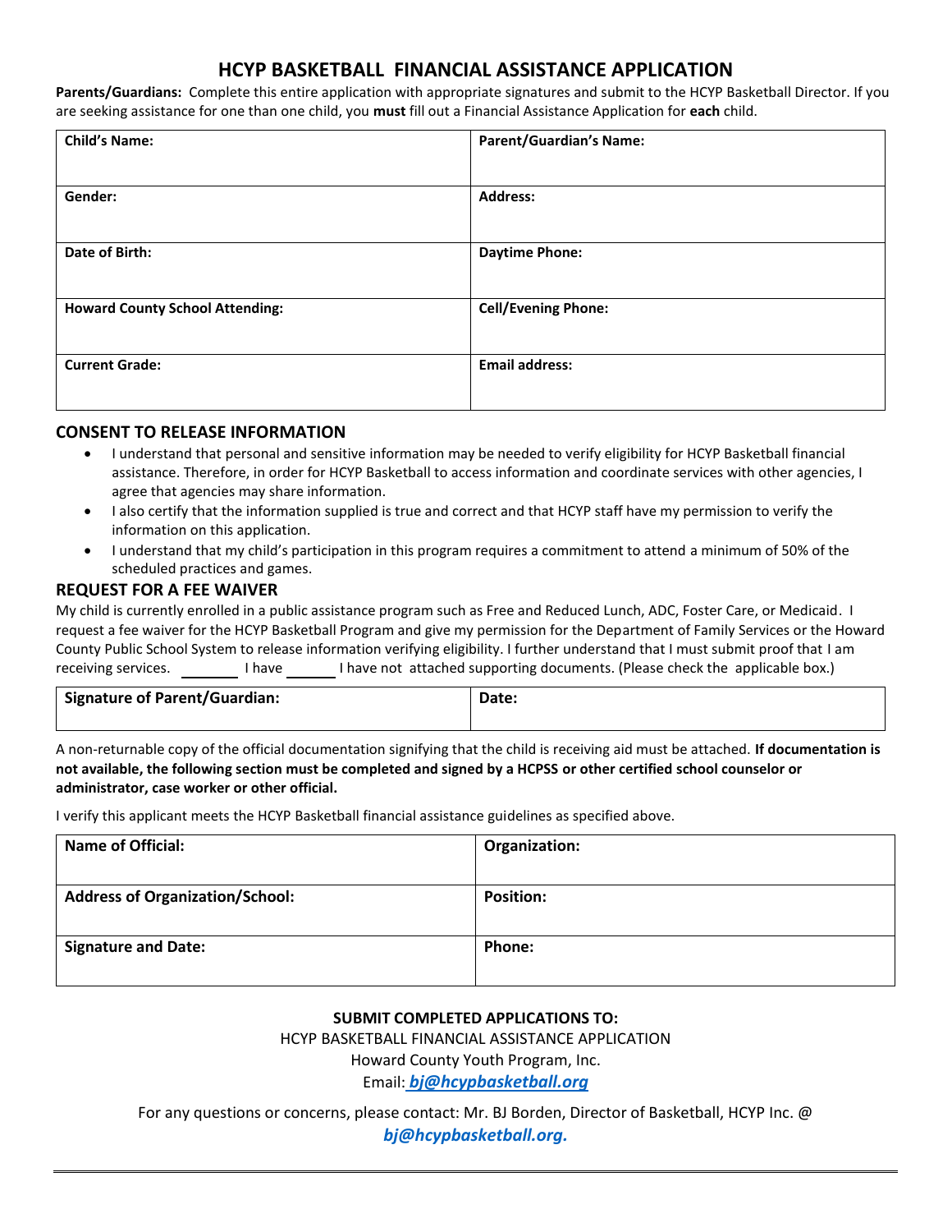# HCYP BASKETBALL FINANCIAL ASSISTANCE APPLICATION

**Parents/Guardians:** Complete this entire application with appropriate signatures and submit to the HCYP Basketball Director. If you are seeking assistance for one than one child, you **must** fill out a Financial Assistance Application for **each** child.

| | |
|---|---|
| **Child's Name:** | **Parent/Guardian's Name:** |
| **Gender:** | **Address:** |
| **Date of Birth:** | **Daytime Phone:** |
| **Howard County School Attending:** | **Cell/Evening Phone:** |
| **Current Grade:** | **Email address:** |

## CONSENT TO RELEASE INFORMATION

- I understand that personal and sensitive information may be needed to verify eligibility for HCYP Basketball financial assistance. Therefore, in order for HCYP Basketball to access information and coordinate services with other agencies, I agree that agencies may share information.
- I also certify that the information supplied is true and correct and that HCYP staff have my permission to verify the information on this application.
- I understand that my child's participation in this program requires a commitment to attend a minimum of 50% of the scheduled practices and games.

## REQUEST FOR A FEE WAIVER

My child is currently enrolled in a public assistance program such as Free and Reduced Lunch, ADC, Foster Care, or Medicaid. I request a fee waiver for the HCYP Basketball Program and give my permission for the Department of Family Services or the Howard County Public School System to release information verifying eligibility. I further understand that I must submit proof that I am receiving services. \_\_\_\_\_\_\_ I have \_\_\_\_\_\_ I have not attached supporting documents. (Please check the applicable box.)

| | |
|---|---|
| **Signature of Parent/Guardian:** | **Date:** |

A non-returnable copy of the official documentation signifying that the child is receiving aid must be attached. **If documentation is not available, the following section must be completed and signed by a HCPSS or other certified school counselor or administrator, case worker or other official.**

I verify this applicant meets the HCYP Basketball financial assistance guidelines as specified above.

| | |
|---|---|
| **Name of Official:** | **Organization:** |
| **Address of Organization/School:** | **Position:** |
| **Signature and Date:** | **Phone:** |

**SUBMIT COMPLETED APPLICATIONS TO:**

HCYP BASKETBALL FINANCIAL ASSISTANCE APPLICATION

Howard County Youth Program, Inc.

Email: ***bj@hcypbasketball.org***

For any questions or concerns, please contact: Mr. BJ Borden, Director of Basketball, HCYP Inc. @ ***bj@hcypbasketball.org.***